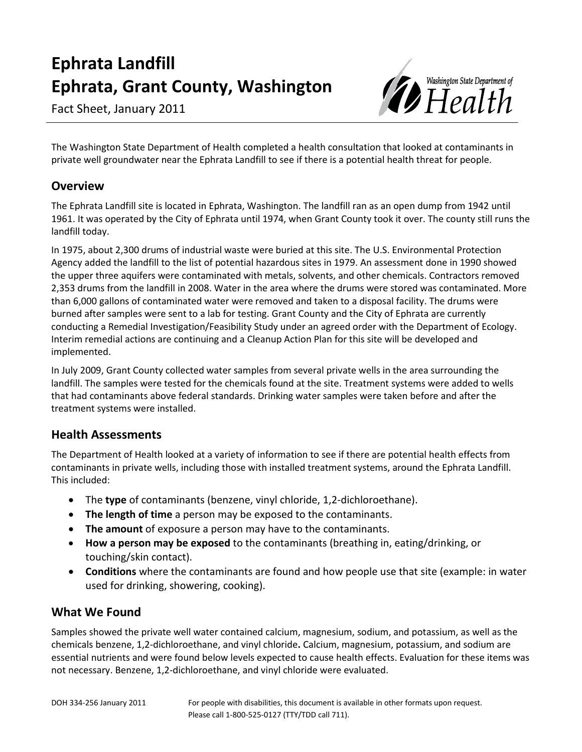# Ephrata Landfill
# Ephrata, Grant County, Washington

Fact Sheet, January 2011

The Washington State Department of Health completed a health consultation that looked at contaminants in private well groundwater near the Ephrata Landfill to see if there is a potential health threat for people.

## Overview

The Ephrata Landfill site is located in Ephrata, Washington. The landfill ran as an open dump from 1942 until 1961. It was operated by the City of Ephrata until 1974, when Grant County took it over. The county still runs the landfill today.

In 1975, about 2,300 drums of industrial waste were buried at this site. The U.S. Environmental Protection Agency added the landfill to the list of potential hazardous sites in 1979. An assessment done in 1990 showed the upper three aquifers were contaminated with metals, solvents, and other chemicals. Contractors removed 2,353 drums from the landfill in 2008. Water in the area where the drums were stored was contaminated. More than 6,000 gallons of contaminated water were removed and taken to a disposal facility. The drums were burned after samples were sent to a lab for testing. Grant County and the City of Ephrata are currently conducting a Remedial Investigation/Feasibility Study under an agreed order with the Department of Ecology. Interim remedial actions are continuing and a Cleanup Action Plan for this site will be developed and implemented.

In July 2009, Grant County collected water samples from several private wells in the area surrounding the landfill. The samples were tested for the chemicals found at the site. Treatment systems were added to wells that had contaminants above federal standards. Drinking water samples were taken before and after the treatment systems were installed.

## Health Assessments

The Department of Health looked at a variety of information to see if there are potential health effects from contaminants in private wells, including those with installed treatment systems, around the Ephrata Landfill. This included:

- The **type** of contaminants (benzene, vinyl chloride, 1,2-dichloroethane).
- **The length of time** a person may be exposed to the contaminants.
- **The amount** of exposure a person may have to the contaminants.
- **How a person may be exposed** to the contaminants (breathing in, eating/drinking, or touching/skin contact).
- **Conditions** where the contaminants are found and how people use that site (example: in water used for drinking, showering, cooking).

## What We Found

Samples showed the private well water contained calcium, magnesium, sodium, and potassium, as well as the chemicals benzene, 1,2-dichloroethane, and vinyl chloride**.** Calcium, magnesium, potassium, and sodium are essential nutrients and were found below levels expected to cause health effects. Evaluation for these items was not necessary. Benzene, 1,2-dichloroethane, and vinyl chloride were evaluated.

DOH 334-256 January 2011

For people with disabilities, this document is available in other formats upon request. Please call 1-800-525-0127 (TTY/TDD call 711).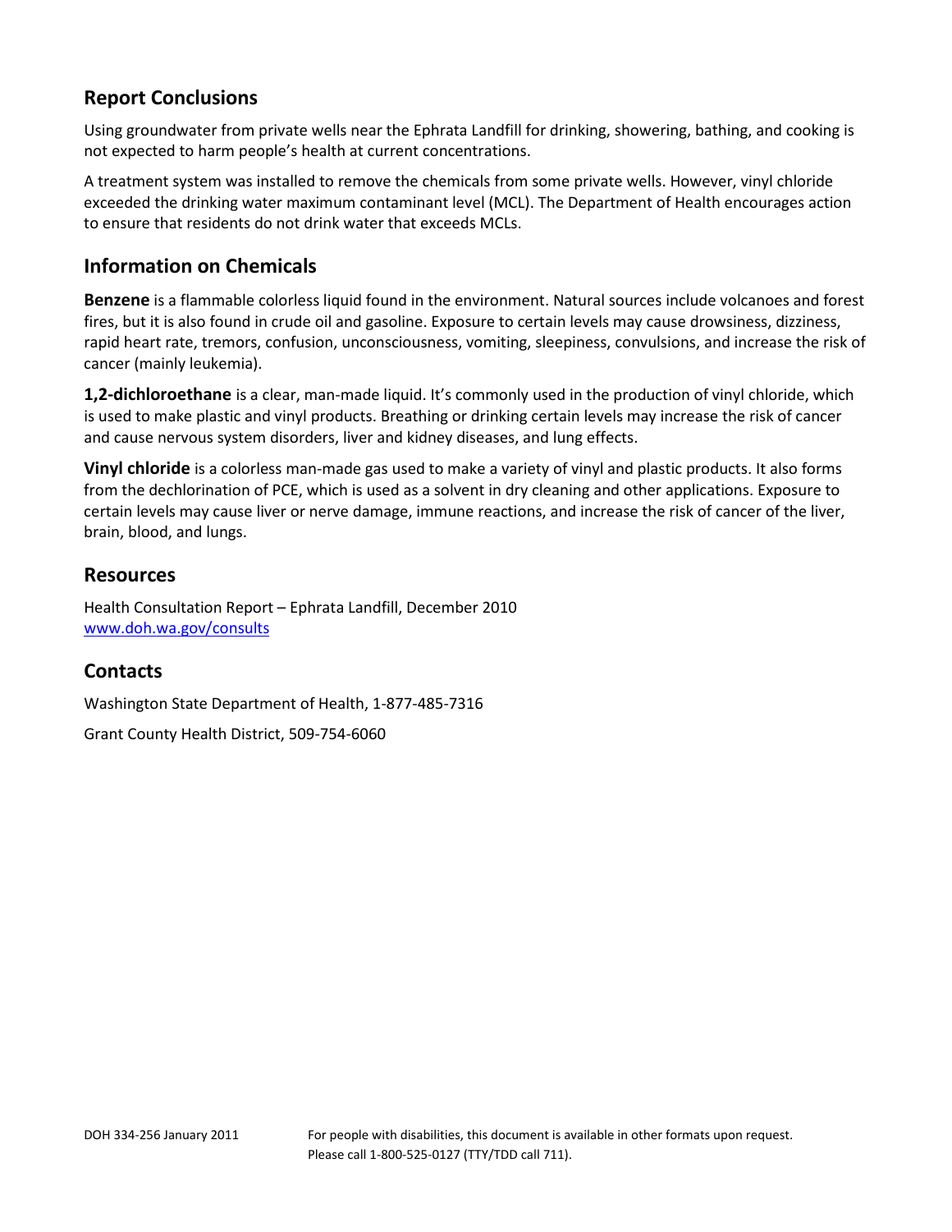## Report Conclusions

Using groundwater from private wells near the Ephrata Landfill for drinking, showering, bathing, and cooking is not expected to harm people's health at current concentrations.

A treatment system was installed to remove the chemicals from some private wells. However, vinyl chloride exceeded the drinking water maximum contaminant level (MCL). The Department of Health encourages action to ensure that residents do not drink water that exceeds MCLs.

## Information on Chemicals

**Benzene** is a flammable colorless liquid found in the environment. Natural sources include volcanoes and forest fires, but it is also found in crude oil and gasoline. Exposure to certain levels may cause drowsiness, dizziness, rapid heart rate, tremors, confusion, unconsciousness, vomiting, sleepiness, convulsions, and increase the risk of cancer (mainly leukemia).

**1,2-dichloroethane** is a clear, man-made liquid. It's commonly used in the production of vinyl chloride, which is used to make plastic and vinyl products. Breathing or drinking certain levels may increase the risk of cancer and cause nervous system disorders, liver and kidney diseases, and lung effects.

**Vinyl chloride** is a colorless man-made gas used to make a variety of vinyl and plastic products. It also forms from the dechlorination of PCE, which is used as a solvent in dry cleaning and other applications. Exposure to certain levels may cause liver or nerve damage, immune reactions, and increase the risk of cancer of the liver, brain, blood, and lungs.

## Resources

Health Consultation Report – Ephrata Landfill, December 2010
[www.doh.wa.gov/consults](http://www.doh.wa.gov/consults)

## Contacts

Washington State Department of Health, 1-877-485-7316

Grant County Health District, 509-754-6060

DOH 334-256 January 2011

For people with disabilities, this document is available in other formats upon request. Please call 1-800-525-0127 (TTY/TDD call 711).